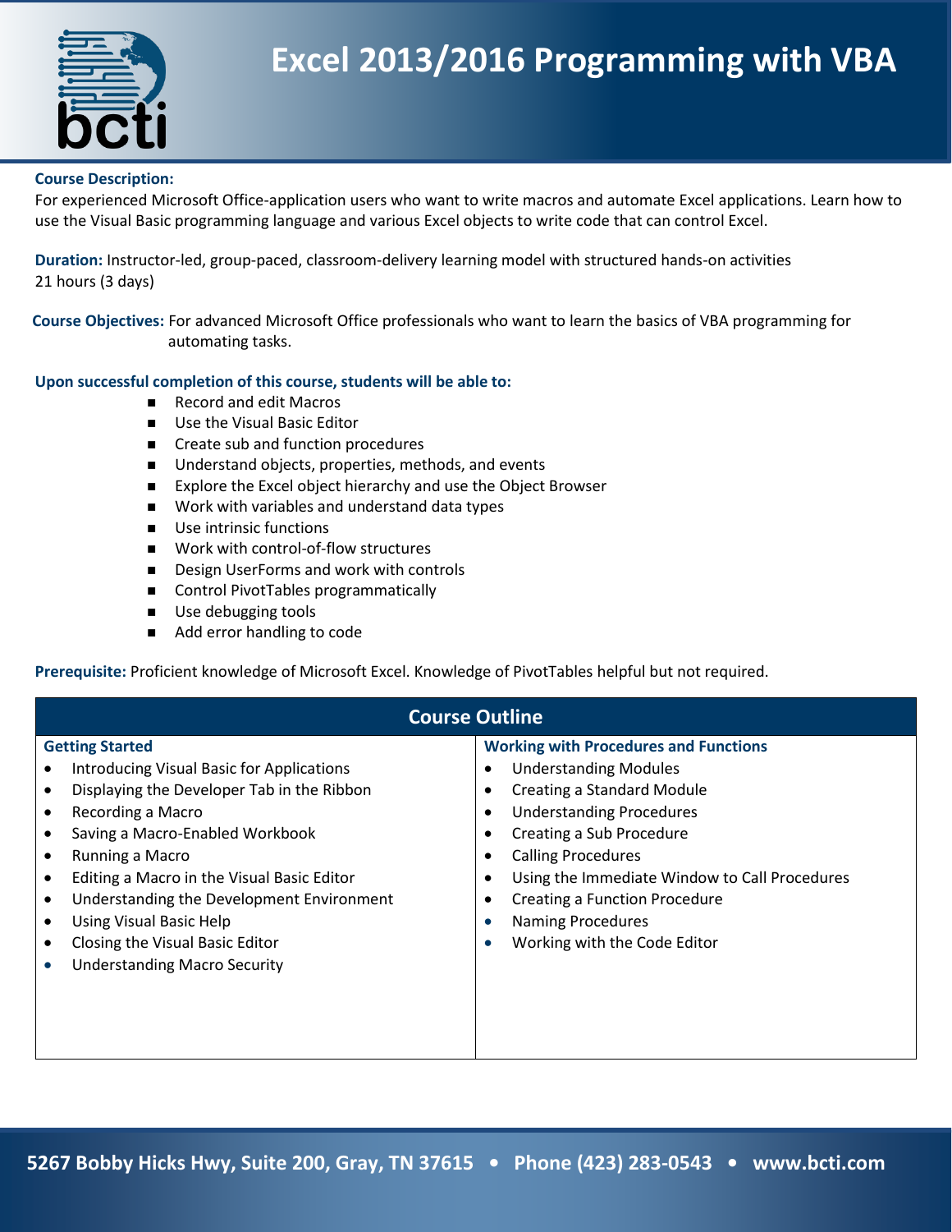# Excel 2013/2016 Programming with VBA

**Course Description:**

For experienced Microsoft Office-application users who want to write macros and automate Excel applications. Learn how to use the Visual Basic programming language and various Excel objects to write code that can control Excel.

**Duration:** Instructor-led, group-paced, classroom-delivery learning model with structured hands-on activities
21 hours (3 days)

**Course Objectives:** For advanced Microsoft Office professionals who want to learn the basics of VBA programming for automating tasks.

**Upon successful completion of this course, students will be able to:**

- Record and edit Macros
- Use the Visual Basic Editor
- Create sub and function procedures
- Understand objects, properties, methods, and events
- Explore the Excel object hierarchy and use the Object Browser
- Work with variables and understand data types
- Use intrinsic functions
- Work with control-of-flow structures
- Design UserForms and work with controls
- Control PivotTables programmatically
- Use debugging tools
- Add error handling to code

**Prerequisite:** Proficient knowledge of Microsoft Excel. Knowledge of PivotTables helpful but not required.

## Course Outline

### Getting Started

- Introducing Visual Basic for Applications
- Displaying the Developer Tab in the Ribbon
- Recording a Macro
- Saving a Macro-Enabled Workbook
- Running a Macro
- Editing a Macro in the Visual Basic Editor
- Understanding the Development Environment
- Using Visual Basic Help
- Closing the Visual Basic Editor
- Understanding Macro Security

### Working with Procedures and Functions

- Understanding Modules
- Creating a Standard Module
- Understanding Procedures
- Creating a Sub Procedure
- Calling Procedures
- Using the Immediate Window to Call Procedures
- Creating a Function Procedure
- Naming Procedures
- Working with the Code Editor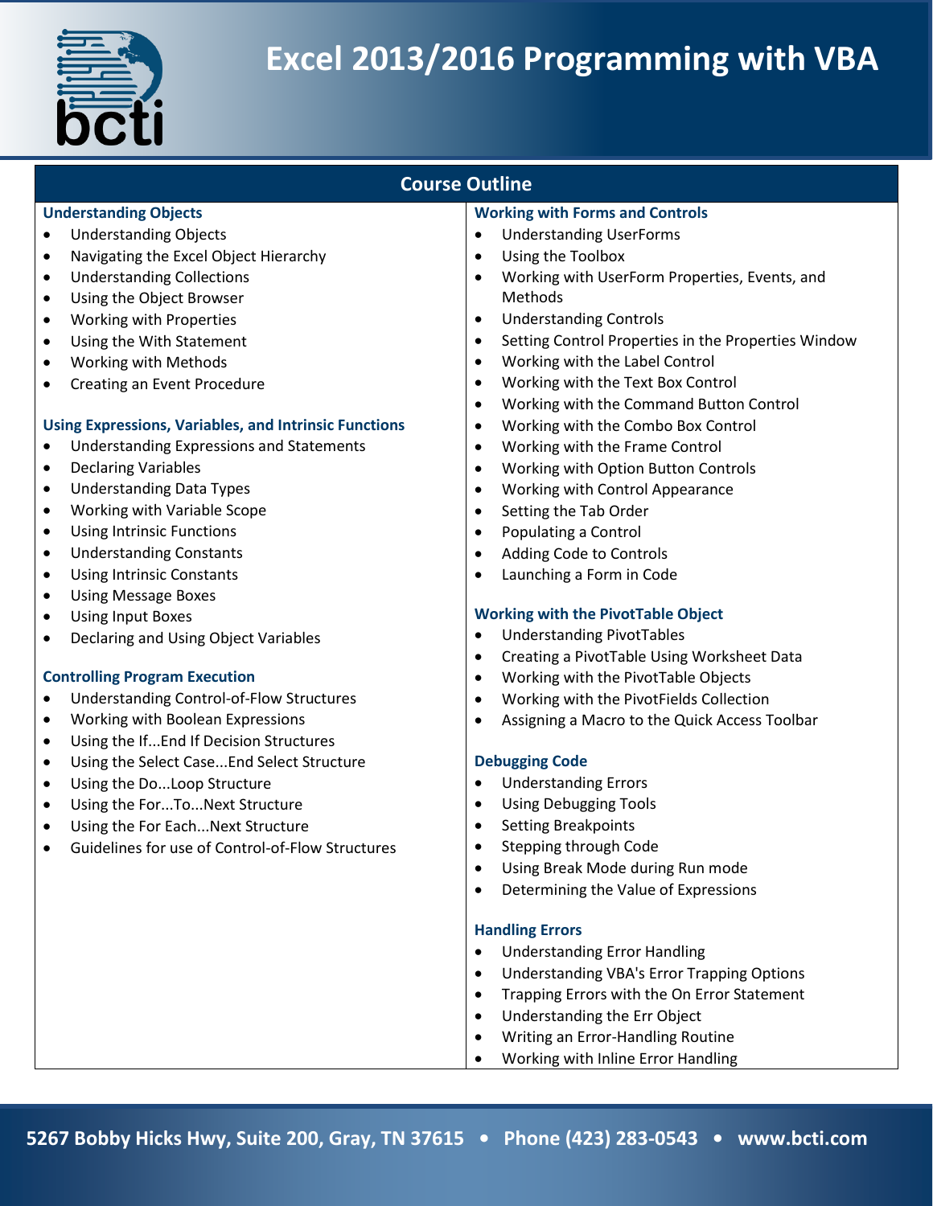# Excel 2013/2016 Programming with VBA

## Course Outline

### Understanding Objects

- Understanding Objects
- Navigating the Excel Object Hierarchy
- Understanding Collections
- Using the Object Browser
- Working with Properties
- Using the With Statement
- Working with Methods
- Creating an Event Procedure

### Using Expressions, Variables, and Intrinsic Functions

- Understanding Expressions and Statements
- Declaring Variables
- Understanding Data Types
- Working with Variable Scope
- Using Intrinsic Functions
- Understanding Constants
- Using Intrinsic Constants
- Using Message Boxes
- Using Input Boxes
- Declaring and Using Object Variables

### Controlling Program Execution

- Understanding Control-of-Flow Structures
- Working with Boolean Expressions
- Using the If...End If Decision Structures
- Using the Select Case...End Select Structure
- Using the Do...Loop Structure
- Using the For...To...Next Structure
- Using the For Each...Next Structure
- Guidelines for use of Control-of-Flow Structures

### Working with Forms and Controls

- Understanding UserForms
- Using the Toolbox
- Working with UserForm Properties, Events, and Methods
- Understanding Controls
- Setting Control Properties in the Properties Window
- Working with the Label Control
- Working with the Text Box Control
- Working with the Command Button Control
- Working with the Combo Box Control
- Working with the Frame Control
- Working with Option Button Controls
- Working with Control Appearance
- Setting the Tab Order
- Populating a Control
- Adding Code to Controls
- Launching a Form in Code

### Working with the PivotTable Object

- Understanding PivotTables
- Creating a PivotTable Using Worksheet Data
- Working with the PivotTable Objects
- Working with the PivotFields Collection
- Assigning a Macro to the Quick Access Toolbar

### Debugging Code

- Understanding Errors
- Using Debugging Tools
- Setting Breakpoints
- Stepping through Code
- Using Break Mode during Run mode
- Determining the Value of Expressions

### Handling Errors

- Understanding Error Handling
- Understanding VBA's Error Trapping Options
- Trapping Errors with the On Error Statement
- Understanding the Err Object
- Writing an Error-Handling Routine
- Working with Inline Error Handling

**5267 Bobby Hicks Hwy, Suite 200, Gray, TN 37615 • Phone (423) 283-0543 • www.bcti.com**